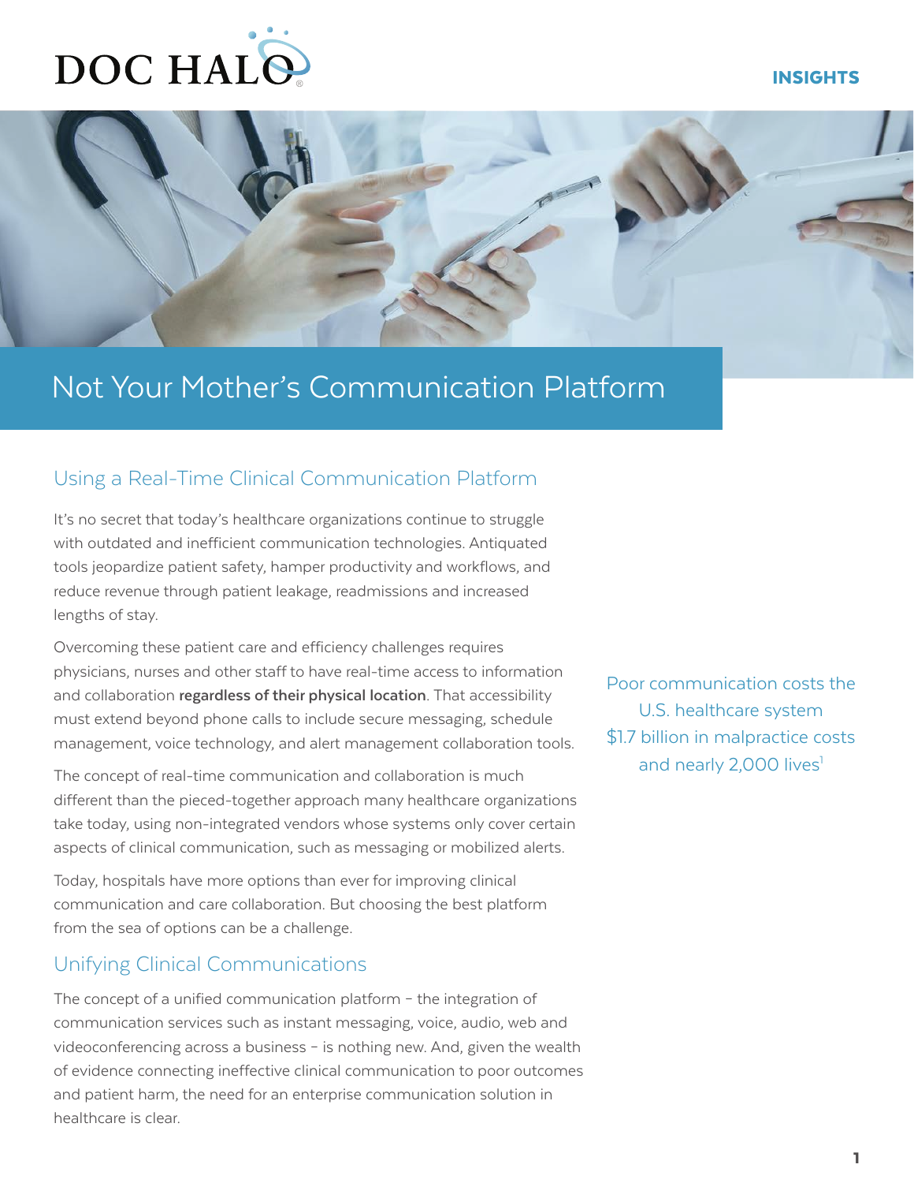DOC HALO

INSIGHTS

# Not Your Mother's Communication Platform

## Using a Real-Time Clinical Communication Platform

It's no secret that today's healthcare organizations continue to struggle with outdated and inefficient communication technologies. Antiquated tools jeopardize patient safety, hamper productivity and workflows, and reduce revenue through patient leakage, readmissions and increased lengths of stay.

Overcoming these patient care and efficiency challenges requires physicians, nurses and other staff to have real-time access to information and collaboration **regardless of their physical location**. That accessibility must extend beyond phone calls to include secure messaging, schedule management, voice technology, and alert management collaboration tools.

The concept of real-time communication and collaboration is much different than the pieced-together approach many healthcare organizations take today, using non-integrated vendors whose systems only cover certain aspects of clinical communication, such as messaging or mobilized alerts.

Today, hospitals have more options than ever for improving clinical communication and care collaboration. But choosing the best platform from the sea of options can be a challenge.

> Poor communication costs the U.S. healthcare system $1.7 billion in malpractice costs and nearly 2,000 lives[1]

## Unifying Clinical Communications

The concept of a unified communication platform – the integration of communication services such as instant messaging, voice, audio, web and videoconferencing across a business – is nothing new. And, given the wealth of evidence connecting ineffective clinical communication to poor outcomes and patient harm, the need for an enterprise communication solution in healthcare is clear.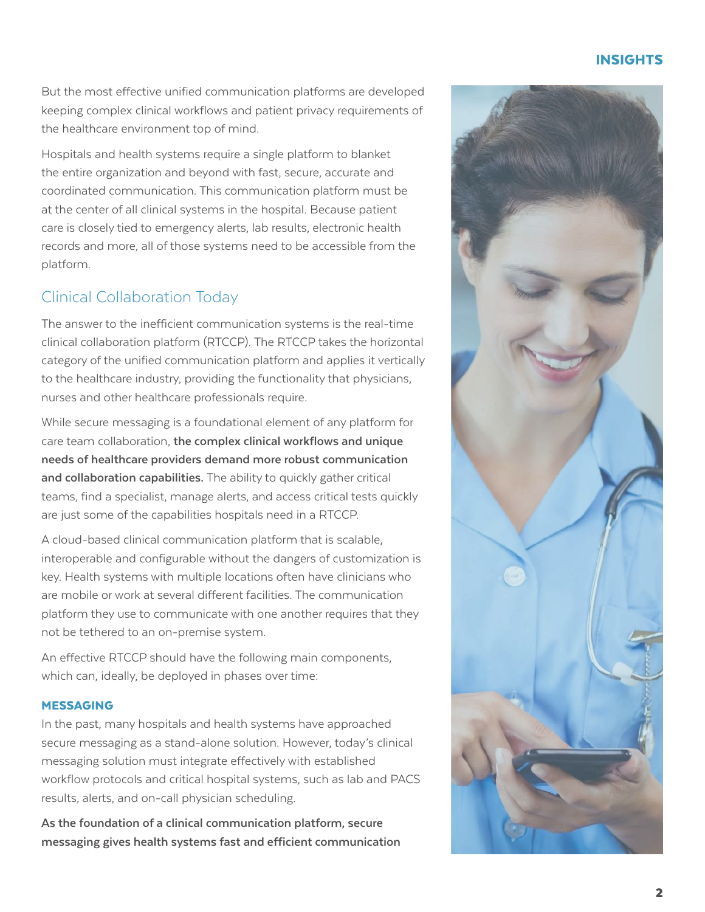But the most effective unified communication platforms are developed keeping complex clinical workflows and patient privacy requirements of the healthcare environment top of mind.

Hospitals and health systems require a single platform to blanket the entire organization and beyond with fast, secure, accurate and coordinated communication. This communication platform must be at the center of all clinical systems in the hospital. Because patient care is closely tied to emergency alerts, lab results, electronic health records and more, all of those systems need to be accessible from the platform.

## Clinical Collaboration Today

The answer to the inefficient communication systems is the real-time clinical collaboration platform (RTCCP). The RTCCP takes the horizontal category of the unified communication platform and applies it vertically to the healthcare industry, providing the functionality that physicians, nurses and other healthcare professionals require.

While secure messaging is a foundational element of any platform for care team collaboration, **the complex clinical workflows and unique needs of healthcare providers demand more robust communication and collaboration capabilities.** The ability to quickly gather critical teams, find a specialist, manage alerts, and access critical tests quickly are just some of the capabilities hospitals need in a RTCCP.

A cloud-based clinical communication platform that is scalable, interoperable and configurable without the dangers of customization is key. Health systems with multiple locations often have clinicians who are mobile or work at several different facilities. The communication platform they use to communicate with one another requires that they not be tethered to an on-premise system.

An effective RTCCP should have the following main components, which can, ideally, be deployed in phases over time:

### MESSAGING

In the past, many hospitals and health systems have approached secure messaging as a stand-alone solution. However, today's clinical messaging solution must integrate effectively with established workflow protocols and critical hospital systems, such as lab and PACS results, alerts, and on-call physician scheduling.

**As the foundation of a clinical communication platform, secure messaging gives health systems fast and efficient communication**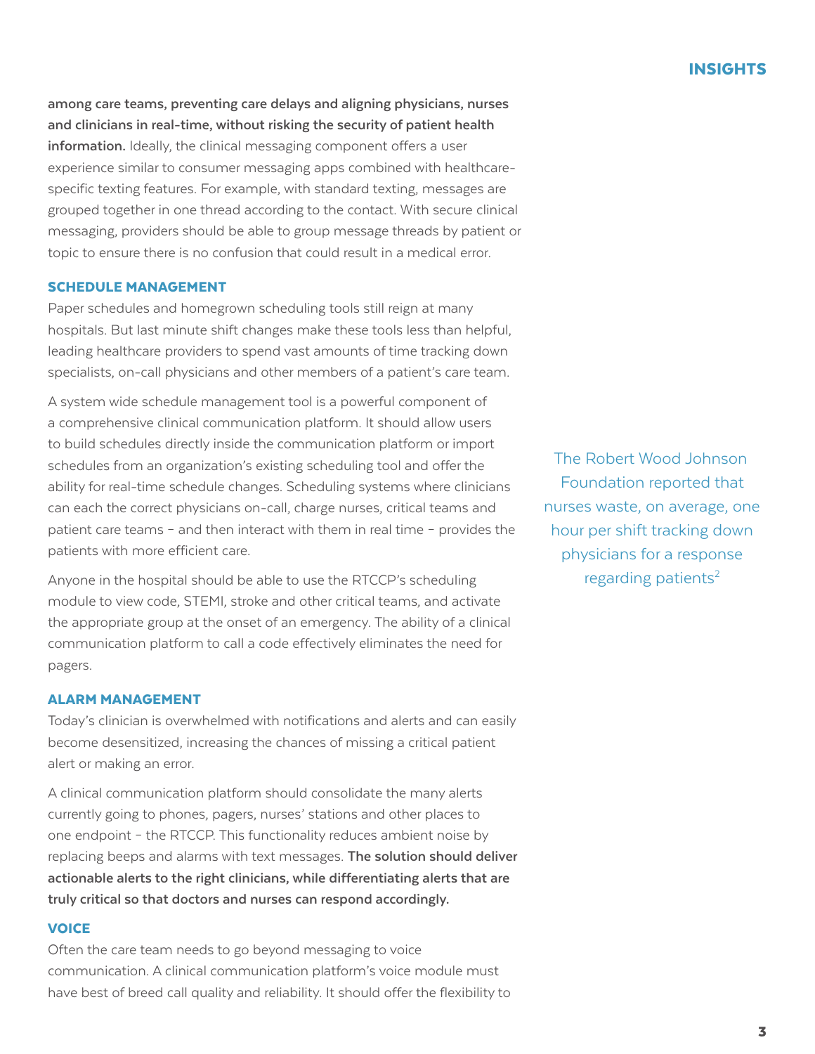**among care teams, preventing care delays and aligning physicians, nurses and clinicians in real-time, without risking the security of patient health information.** Ideally, the clinical messaging component offers a user experience similar to consumer messaging apps combined with healthcare-specific texting features. For example, with standard texting, messages are grouped together in one thread according to the contact. With secure clinical messaging, providers should be able to group message threads by patient or topic to ensure there is no confusion that could result in a medical error.

### SCHEDULE MANAGEMENT

Paper schedules and homegrown scheduling tools still reign at many hospitals. But last minute shift changes make these tools less than helpful, leading healthcare providers to spend vast amounts of time tracking down specialists, on-call physicians and other members of a patient's care team.

A system wide schedule management tool is a powerful component of a comprehensive clinical communication platform. It should allow users to build schedules directly inside the communication platform or import schedules from an organization's existing scheduling tool and offer the ability for real-time schedule changes. Scheduling systems where clinicians can each the correct physicians on-call, charge nurses, critical teams and patient care teams – and then interact with them in real time – provides the patients with more efficient care.

> The Robert Wood Johnson Foundation reported that nurses waste, on average, one hour per shift tracking down physicians for a response regarding patients[2]

Anyone in the hospital should be able to use the RTCCP's scheduling module to view code, STEMI, stroke and other critical teams, and activate the appropriate group at the onset of an emergency. The ability of a clinical communication platform to call a code effectively eliminates the need for pagers.

### ALARM MANAGEMENT

Today's clinician is overwhelmed with notifications and alerts and can easily become desensitized, increasing the chances of missing a critical patient alert or making an error.

A clinical communication platform should consolidate the many alerts currently going to phones, pagers, nurses' stations and other places to one endpoint – the RTCCP. This functionality reduces ambient noise by replacing beeps and alarms with text messages. **The solution should deliver actionable alerts to the right clinicians, while differentiating alerts that are truly critical so that doctors and nurses can respond accordingly.**

### VOICE

Often the care team needs to go beyond messaging to voice communication. A clinical communication platform's voice module must have best of breed call quality and reliability. It should offer the flexibility to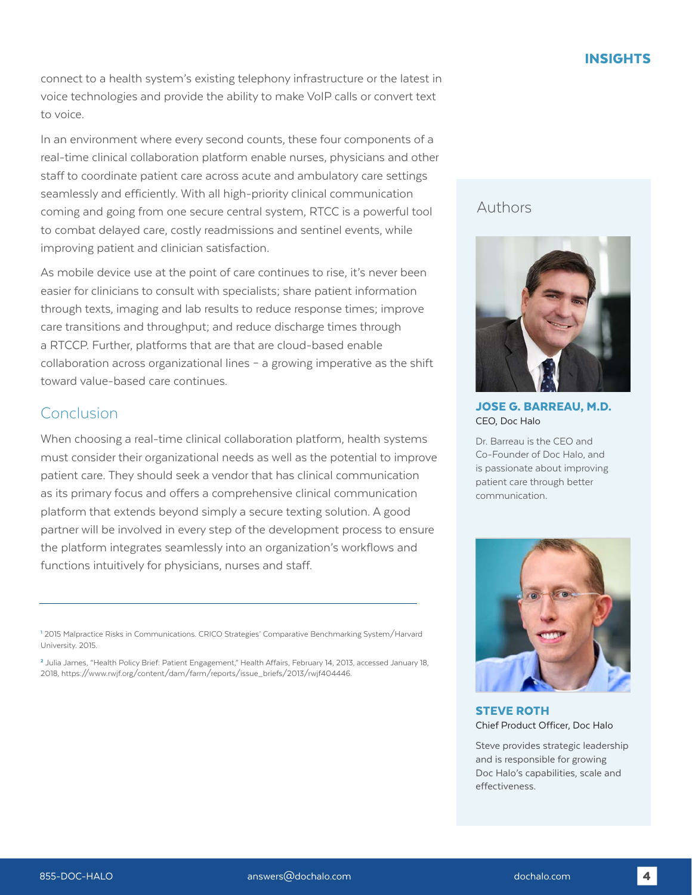connect to a health system's existing telephony infrastructure or the latest in voice technologies and provide the ability to make VoIP calls or convert text to voice.

In an environment where every second counts, these four components of a real-time clinical collaboration platform enable nurses, physicians and other staff to coordinate patient care across acute and ambulatory care settings seamlessly and efficiently. With all high-priority clinical communication coming and going from one secure central system, RTCC is a powerful tool to combat delayed care, costly readmissions and sentinel events, while improving patient and clinician satisfaction.

As mobile device use at the point of care continues to rise, it's never been easier for clinicians to consult with specialists; share patient information through texts, imaging and lab results to reduce response times; improve care transitions and throughput; and reduce discharge times through a RTCCP. Further, platforms that are that are cloud-based enable collaboration across organizational lines – a growing imperative as the shift toward value-based care continues.

## Conclusion

When choosing a real-time clinical collaboration platform, health systems must consider their organizational needs as well as the potential to improve patient care. They should seek a vendor that has clinical communication as its primary focus and offers a comprehensive clinical communication platform that extends beyond simply a secure texting solution. A good partner will be involved in every step of the development process to ensure the platform integrates seamlessly into an organization's workflows and functions intuitively for physicians, nurses and staff.

---

[1] 2015 Malpractice Risks in Communications. CRICO Strategies' Comparative Benchmarking System/Harvard University. 2015.

[2] Julia James, "Health Policy Brief: Patient Engagement," Health Affairs, February 14, 2013, accessed January 18, 2018, https://www.rwjf.org/content/dam/farm/reports/issue_briefs/2013/rwjf404446.

## Authors

**JOSE G. BARREAU, M.D.**
CEO, Doc Halo

Dr. Barreau is the CEO and Co-Founder of Doc Halo, and is passionate about improving patient care through better communication.

**STEVE ROTH**
Chief Product Officer, Doc Halo

Steve provides strategic leadership and is responsible for growing Doc Halo's capabilities, scale and effectiveness.